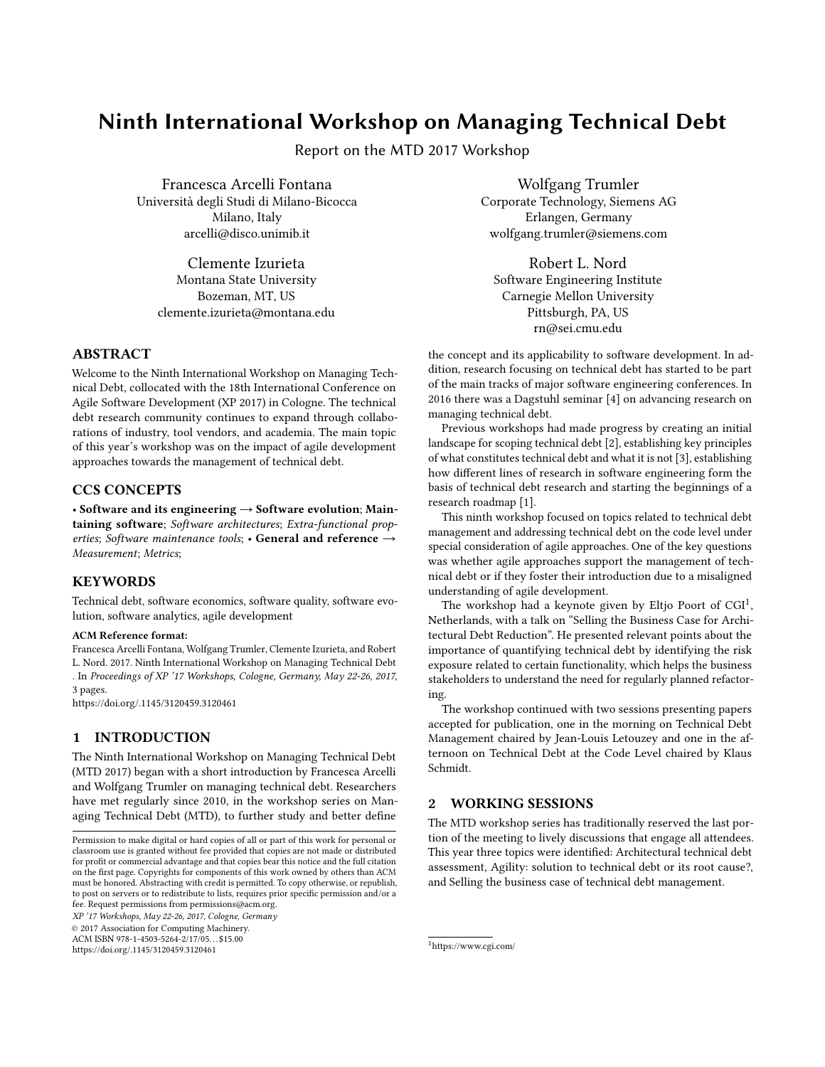# Ninth International Workshop on Managing Technical Debt

Report on the MTD 2017 Workshop

Francesca Arcelli Fontana
Università degli Studi di Milano-Bicocca
Milano, Italy
arcelli@disco.unimib.it

Wolfgang Trumler
Corporate Technology, Siemens AG
Erlangen, Germany
wolfgang.trumler@siemens.com

Clemente Izurieta
Montana State University
Bozeman, MT, US
clemente.izurieta@montana.edu

Robert L. Nord
Software Engineering Institute
Carnegie Mellon University
Pittsburgh, PA, US
rn@sei.cmu.edu

## ABSTRACT

Welcome to the Ninth International Workshop on Managing Technical Debt, collocated with the 18th International Conference on Agile Software Development (XP 2017) in Cologne. The technical debt research community continues to expand through collaborations of industry, tool vendors, and academia. The main topic of this year's workshop was on the impact of agile development approaches towards the management of technical debt.

## CCS CONCEPTS

• **Software and its engineering → Software evolution**; **Maintaining software**; *Software architectures*; *Extra-functional properties*; *Software maintenance tools*; • **General and reference →** *Measurement*; *Metrics*;

## KEYWORDS

Technical debt, software economics, software quality, software evolution, software analytics, agile development

**ACM Reference format:**
Francesca Arcelli Fontana, Wolfgang Trumler, Clemente Izurieta, and Robert L. Nord. 2017. Ninth International Workshop on Managing Technical Debt . In *Proceedings of XP '17 Workshops, Cologne, Germany, May 22-26, 2017,* 3 pages.
https://doi.org/.1145/3120459.3120461

## 1 INTRODUCTION

The Ninth International Workshop on Managing Technical Debt (MTD 2017) began with a short introduction by Francesca Arcelli and Wolfgang Trumler on managing technical debt. Researchers have met regularly since 2010, in the workshop series on Managing Technical Debt (MTD), to further study and better define the concept and its applicability to software development. In addition, research focusing on technical debt has started to be part of the main tracks of major software engineering conferences. In 2016 there was a Dagstuhl seminar [4] on advancing research on managing technical debt.

Previous workshops had made progress by creating an initial landscape for scoping technical debt [2], establishing key principles of what constitutes technical debt and what it is not [3], establishing how different lines of research in software engineering form the basis of technical debt research and starting the beginnings of a research roadmap [1].

This ninth workshop focused on topics related to technical debt management and addressing technical debt on the code level under special consideration of agile approaches. One of the key questions was whether agile approaches support the management of technical debt or if they foster their introduction due to a misaligned understanding of agile development.

The workshop had a keynote given by Eltjo Poort of CGI[1], Netherlands, with a talk on "Selling the Business Case for Architectural Debt Reduction". He presented relevant points about the importance of quantifying technical debt by identifying the risk exposure related to certain functionality, which helps the business stakeholders to understand the need for regularly planned refactoring.

The workshop continued with two sessions presenting papers accepted for publication, one in the morning on Technical Debt Management chaired by Jean-Louis Letouzey and one in the afternoon on Technical Debt at the Code Level chaired by Klaus Schmidt.

## 2 WORKING SESSIONS

The MTD workshop series has traditionally reserved the last portion of the meeting to lively discussions that engage all attendees. This year three topics were identified: Architectural technical debt assessment, Agility: solution to technical debt or its root cause?, and Selling the business case of technical debt management.

Permission to make digital or hard copies of all or part of this work for personal or classroom use is granted without fee provided that copies are not made or distributed for profit or commercial advantage and that copies bear this notice and the full citation on the first page. Copyrights for components of this work owned by others than ACM must be honored. Abstracting with credit is permitted. To copy otherwise, or republish, to post on servers or to redistribute to lists, requires prior specific permission and/or a fee. Request permissions from permissions@acm.org.
*XP '17 Workshops, May 22-26, 2017, Cologne, Germany*
© 2017 Association for Computing Machinery.
ACM ISBN 978-1-4503-5264-2/17/05…$15.00
https://doi.org/.1145/3120459.3120461

[1] https://www.cgi.com/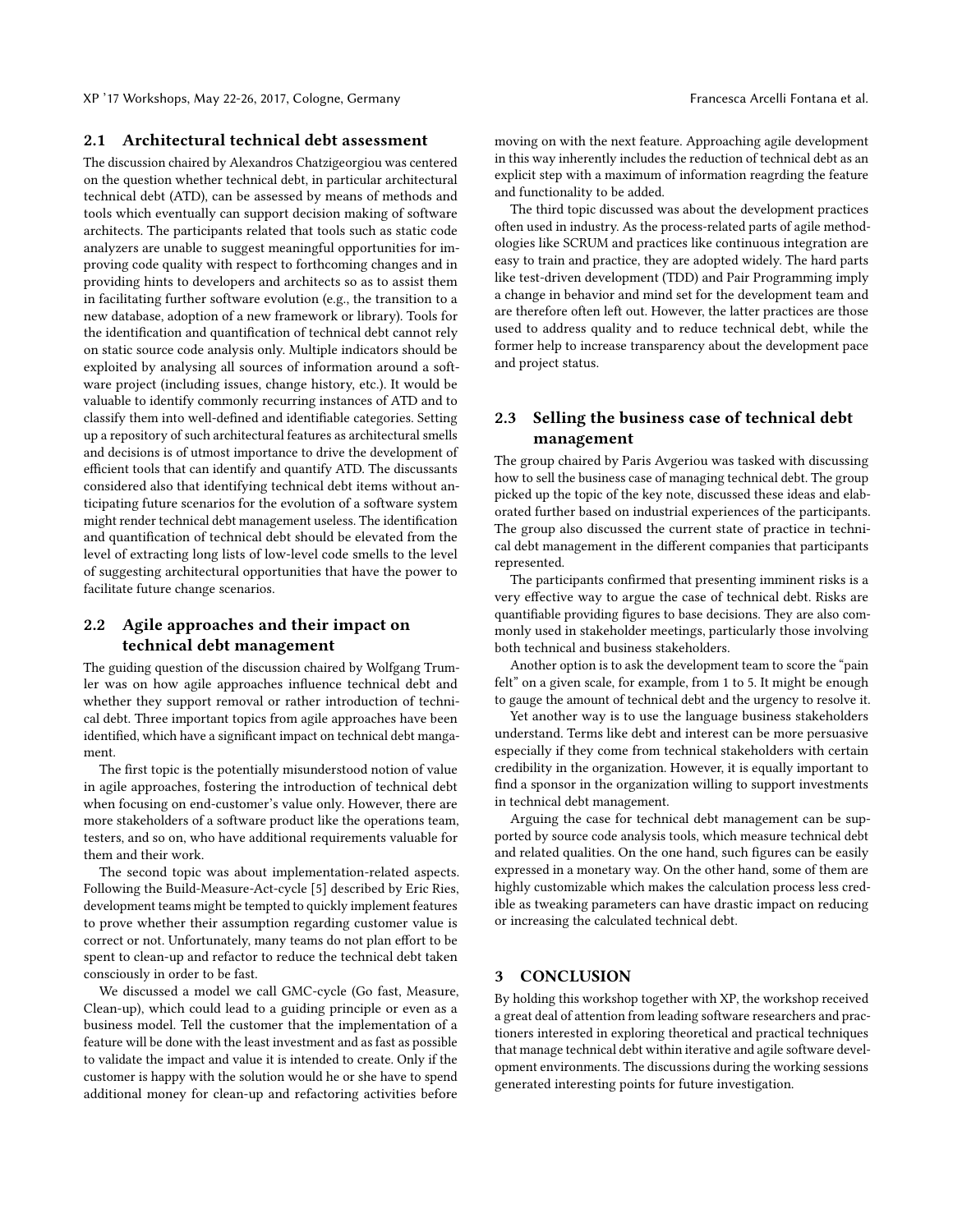### 2.1 Architectural technical debt assessment

The discussion chaired by Alexandros Chatzigeorgiou was centered on the question whether technical debt, in particular architectural technical debt (ATD), can be assessed by means of methods and tools which eventually can support decision making of software architects. The participants related that tools such as static code analyzers are unable to suggest meaningful opportunities for improving code quality with respect to forthcoming changes and in providing hints to developers and architects so as to assist them in facilitating further software evolution (e.g., the transition to a new database, adoption of a new framework or library). Tools for the identification and quantification of technical debt cannot rely on static source code analysis only. Multiple indicators should be exploited by analysing all sources of information around a software project (including issues, change history, etc.). It would be valuable to identify commonly recurring instances of ATD and to classify them into well-defined and identifiable categories. Setting up a repository of such architectural features as architectural smells and decisions is of utmost importance to drive the development of efficient tools that can identify and quantify ATD. The discussants considered also that identifying technical debt items without anticipating future scenarios for the evolution of a software system might render technical debt management useless. The identification and quantification of technical debt should be elevated from the level of extracting long lists of low-level code smells to the level of suggesting architectural opportunities that have the power to facilitate future change scenarios.

### 2.2 Agile approaches and their impact on technical debt management

The guiding question of the discussion chaired by Wolfgang Trumler was on how agile approaches influence technical debt and whether they support removal or rather introduction of technical debt. Three important topics from agile approaches have been identified, which have a significant impact on technical debt mangament.

The first topic is the potentially misunderstood notion of value in agile approaches, fostering the introduction of technical debt when focusing on end-customer's value only. However, there are more stakeholders of a software product like the operations team, testers, and so on, who have additional requirements valuable for them and their work.

The second topic was about implementation-related aspects. Following the Build-Measure-Act-cycle [5] described by Eric Ries, development teams might be tempted to quickly implement features to prove whether their assumption regarding customer value is correct or not. Unfortunately, many teams do not plan effort to be spent to clean-up and refactor to reduce the technical debt taken consciously in order to be fast.

We discussed a model we call GMC-cycle (Go fast, Measure, Clean-up), which could lead to a guiding principle or even as a business model. Tell the customer that the implementation of a feature will be done with the least investment and as fast as possible to validate the impact and value it is intended to create. Only if the customer is happy with the solution would he or she have to spend additional money for clean-up and refactoring activities before moving on with the next feature. Approaching agile development in this way inherently includes the reduction of technical debt as an explicit step with a maximum of information reagrding the feature and functionality to be added.

The third topic discussed was about the development practices often used in industry. As the process-related parts of agile methodologies like SCRUM and practices like continuous integration are easy to train and practice, they are adopted widely. The hard parts like test-driven development (TDD) and Pair Programming imply a change in behavior and mind set for the development team and are therefore often left out. However, the latter practices are those used to address quality and to reduce technical debt, while the former help to increase transparency about the development pace and project status.

### 2.3 Selling the business case of technical debt management

The group chaired by Paris Avgeriou was tasked with discussing how to sell the business case of managing technical debt. The group picked up the topic of the key note, discussed these ideas and elaborated further based on industrial experiences of the participants. The group also discussed the current state of practice in technical debt management in the different companies that participants represented.

The participants confirmed that presenting imminent risks is a very effective way to argue the case of technical debt. Risks are quantifiable providing figures to base decisions. They are also commonly used in stakeholder meetings, particularly those involving both technical and business stakeholders.

Another option is to ask the development team to score the "pain felt" on a given scale, for example, from 1 to 5. It might be enough to gauge the amount of technical debt and the urgency to resolve it.

Yet another way is to use the language business stakeholders understand. Terms like debt and interest can be more persuasive especially if they come from technical stakeholders with certain credibility in the organization. However, it is equally important to find a sponsor in the organization willing to support investments in technical debt management.

Arguing the case for technical debt management can be supported by source code analysis tools, which measure technical debt and related qualities. On the one hand, such figures can be easily expressed in a monetary way. On the other hand, some of them are highly customizable which makes the calculation process less credible as tweaking parameters can have drastic impact on reducing or increasing the calculated technical debt.

## 3 CONCLUSION

By holding this workshop together with XP, the workshop received a great deal of attention from leading software researchers and practioners interested in exploring theoretical and practical techniques that manage technical debt within iterative and agile software development environments. The discussions during the working sessions generated interesting points for future investigation.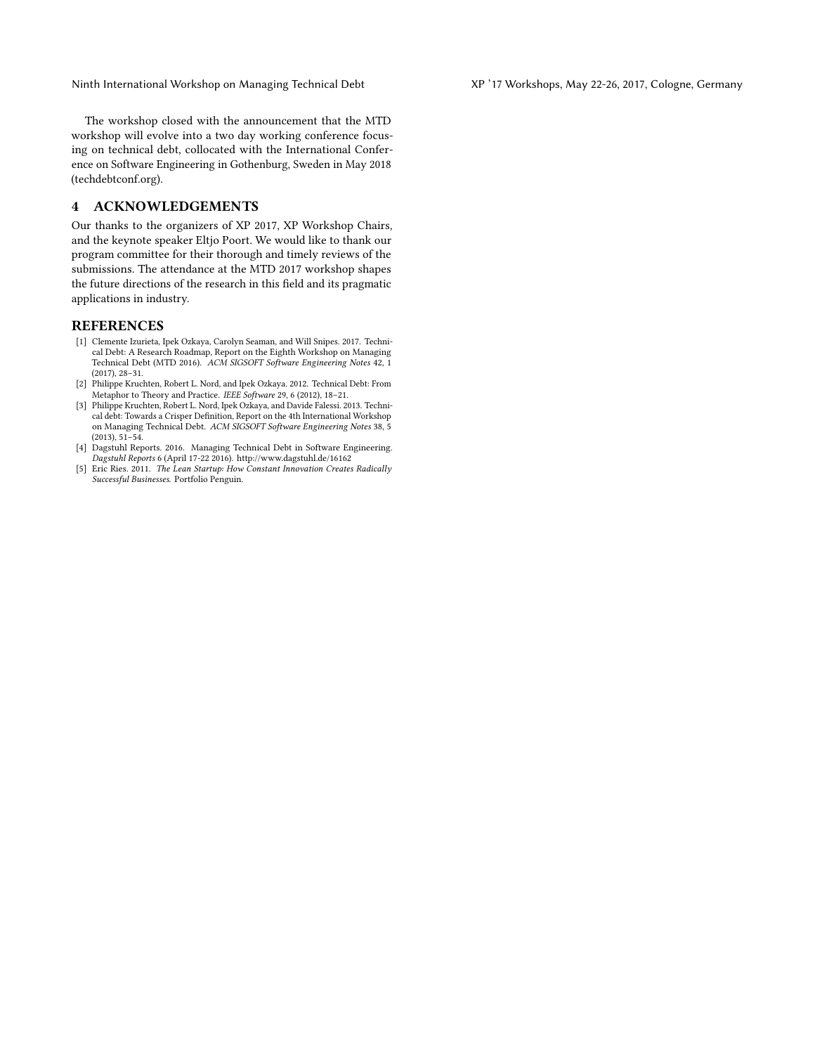The workshop closed with the announcement that the MTD workshop will evolve into a two day working conference focusing on technical debt, collocated with the International Conference on Software Engineering in Gothenburg, Sweden in May 2018 (techdebtconf.org).

## 4 ACKNOWLEDGEMENTS

Our thanks to the organizers of XP 2017, XP Workshop Chairs, and the keynote speaker Eltjo Poort. We would like to thank our program committee for their thorough and timely reviews of the submissions. The attendance at the MTD 2017 workshop shapes the future directions of the research in this field and its pragmatic applications in industry.

## REFERENCES

[1] Clemente Izurieta, Ipek Ozkaya, Carolyn Seaman, and Will Snipes. 2017. Technical Debt: A Research Roadmap, Report on the Eighth Workshop on Managing Technical Debt (MTD 2016). *ACM SIGSOFT Software Engineering Notes* 42, 1 (2017), 28–31.

[2] Philippe Kruchten, Robert L. Nord, and Ipek Ozkaya. 2012. Technical Debt: From Metaphor to Theory and Practice. *IEEE Software* 29, 6 (2012), 18–21.

[3] Philippe Kruchten, Robert L. Nord, Ipek Ozkaya, and Davide Falessi. 2013. Technical debt: Towards a Crisper Definition, Report on the 4th International Workshop on Managing Technical Debt. *ACM SIGSOFT Software Engineering Notes* 38, 5 (2013), 51–54.

[4] Dagstuhl Reports. 2016. Managing Technical Debt in Software Engineering. *Dagstuhl Reports* 6 (April 17-22 2016). http://www.dagstuhl.de/16162

[5] Eric Ries. 2011. *The Lean Startup: How Constant Innovation Creates Radically Successful Businesses.* Portfolio Penguin.